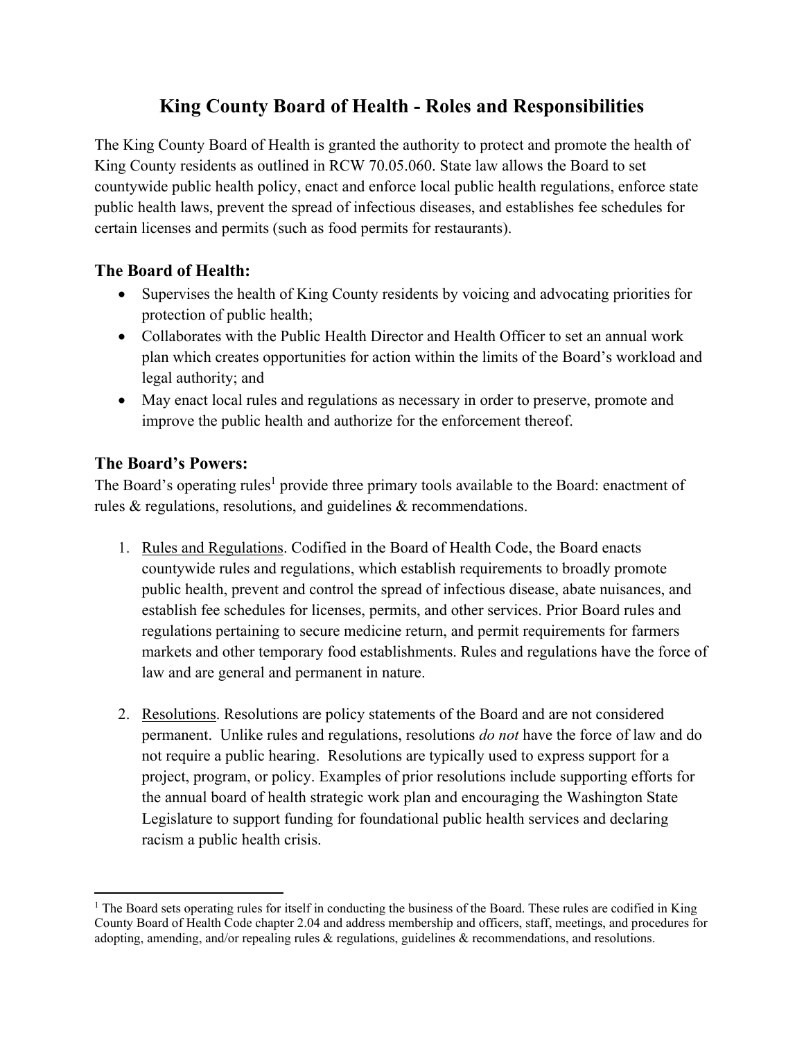# King County Board of Health - Roles and Responsibilities

The King County Board of Health is granted the authority to protect and promote the health of King County residents as outlined in RCW 70.05.060. State law allows the Board to set countywide public health policy, enact and enforce local public health regulations, enforce state public health laws, prevent the spread of infectious diseases, and establishes fee schedules for certain licenses and permits (such as food permits for restaurants).

## The Board of Health:

- Supervises the health of King County residents by voicing and advocating priorities for protection of public health;
- Collaborates with the Public Health Director and Health Officer to set an annual work plan which creates opportunities for action within the limits of the Board's workload and legal authority; and
- May enact local rules and regulations as necessary in order to preserve, promote and improve the public health and authorize for the enforcement thereof.

## The Board's Powers:

The Board's operating rules[1] provide three primary tools available to the Board: enactment of rules & regulations, resolutions, and guidelines & recommendations.

1. <u>Rules and Regulations</u>. Codified in the Board of Health Code, the Board enacts countywide rules and regulations, which establish requirements to broadly promote public health, prevent and control the spread of infectious disease, abate nuisances, and establish fee schedules for licenses, permits, and other services. Prior Board rules and regulations pertaining to secure medicine return, and permit requirements for farmers markets and other temporary food establishments. Rules and regulations have the force of law and are general and permanent in nature.

2. <u>Resolutions</u>. Resolutions are policy statements of the Board and are not considered permanent. Unlike rules and regulations, resolutions *do not* have the force of law and do not require a public hearing. Resolutions are typically used to express support for a project, program, or policy. Examples of prior resolutions include supporting efforts for the annual board of health strategic work plan and encouraging the Washington State Legislature to support funding for foundational public health services and declaring racism a public health crisis.

---

[1] The Board sets operating rules for itself in conducting the business of the Board. These rules are codified in King County Board of Health Code chapter 2.04 and address membership and officers, staff, meetings, and procedures for adopting, amending, and/or repealing rules & regulations, guidelines & recommendations, and resolutions.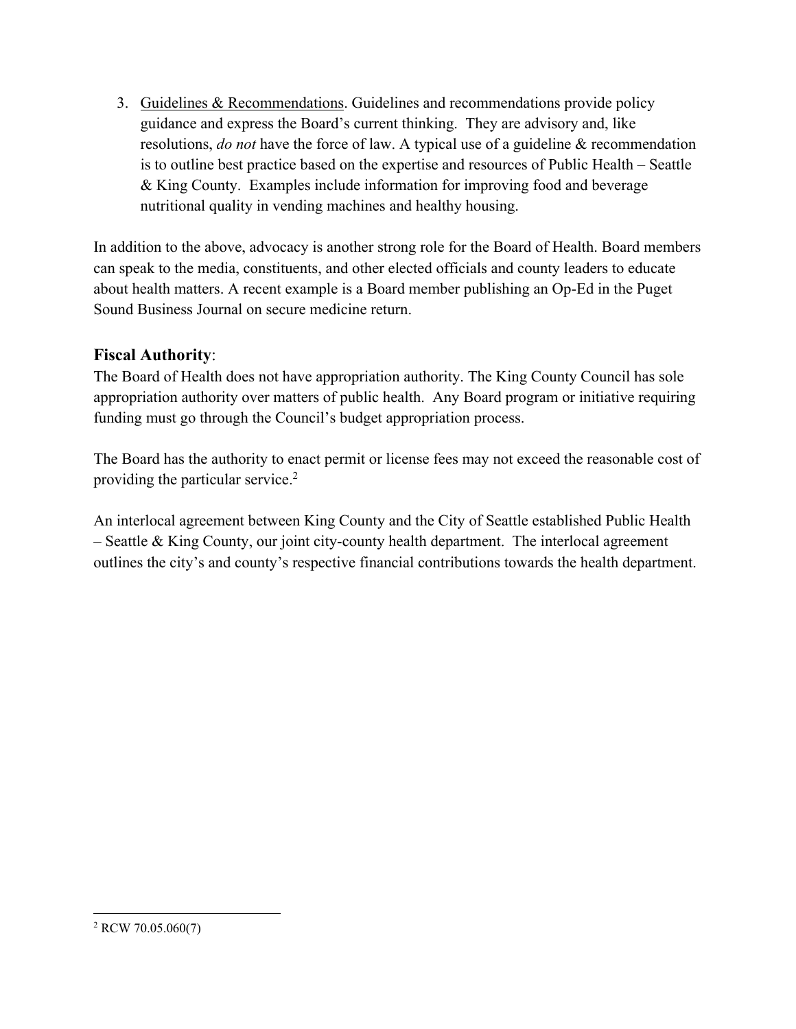3. Guidelines & Recommendations. Guidelines and recommendations provide policy guidance and express the Board's current thinking. They are advisory and, like resolutions, *do not* have the force of law. A typical use of a guideline & recommendation is to outline best practice based on the expertise and resources of Public Health – Seattle & King County. Examples include information for improving food and beverage nutritional quality in vending machines and healthy housing.

In addition to the above, advocacy is another strong role for the Board of Health. Board members can speak to the media, constituents, and other elected officials and county leaders to educate about health matters. A recent example is a Board member publishing an Op-Ed in the Puget Sound Business Journal on secure medicine return.

## Fiscal Authority:

The Board of Health does not have appropriation authority. The King County Council has sole appropriation authority over matters of public health. Any Board program or initiative requiring funding must go through the Council's budget appropriation process.

The Board has the authority to enact permit or license fees may not exceed the reasonable cost of providing the particular service.[2]

An interlocal agreement between King County and the City of Seattle established Public Health – Seattle & King County, our joint city-county health department. The interlocal agreement outlines the city's and county's respective financial contributions towards the health department.

---

[2] RCW 70.05.060(7)